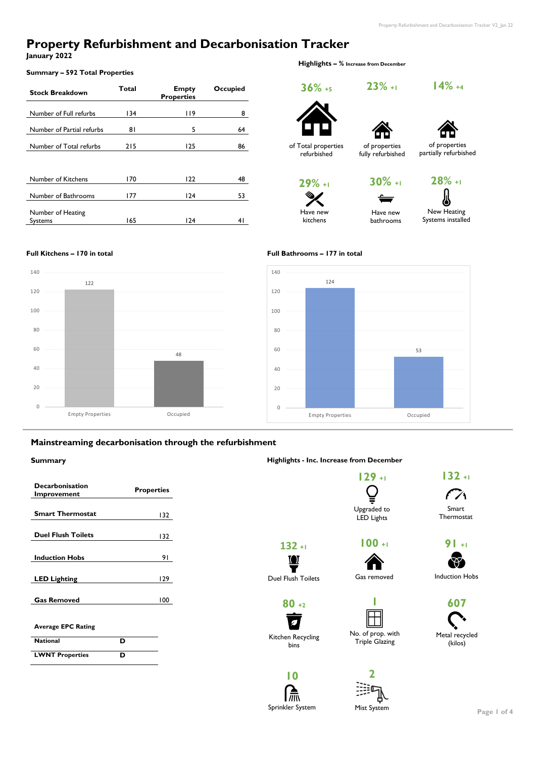# Property Refurbishment and Decarbonisation Tracker

**January 2022**

### Summary – 592 Total Properties

| Stock Breakdown | Total | Empty Properties | Occupied |
|---|---|---|---|
| Number of Full refurbs | 134 | 119 | 8 |
| Number of Partial refurbs | 81 | 5 | 64 |
| Number of Total refurbs | 215 | 125 | 86 |
| | | | |
| Number of Kitchens | 170 | 122 | 48 |
| Number of Bathrooms | 177 | 124 | 53 |
| Number of Heating Systems | 165 | 124 | 41 |

### Highlights – % Increase from December

- **36%** +5 of Total properties refurbished
- **23%** +1 of properties fully refurbished
- **14%** +4 of properties partially refurbished
- **29%** +1 Have new kitchens
- **30%** +1 Have new bathrooms
- **28%** +1 New Heating Systems installed

### Full Kitchens – 170 in total

| | Count |
|---|---|
| Empty Properties | 122 |
| Occupied | 48 |

### Full Bathrooms – 177 in total

| | Count |
|---|---|
| Empty Properties | 124 |
| Occupied | 53 |

## Mainstreaming decarbonisation through the refurbishment

### Summary

| Decarbonisation Improvement | Properties |
|---|---|
| Smart Thermostat | 132 |
| Duel Flush Toilets | 132 |
| Induction Hobs | 91 |
| LED Lighting | 129 |
| Gas Removed | 100 |

| Average EPC Rating | |
|---|---|
| National | D |
| LWNT Properties | D |

### Highlights - Inc. Increase from December

- **129** +1 Upgraded to LED Lights
- **132** +1 Smart Thermostat
- **132** +1 Duel Flush Toilets
- **100** +1 Gas removed
- **91** +1 Induction Hobs
- **80** +2 Kitchen Recycling bins
- **1** No. of prop. with Triple Glazing
- **607** Metal recycled (kilos)
- **10** Sprinkler System
- **2** Mist System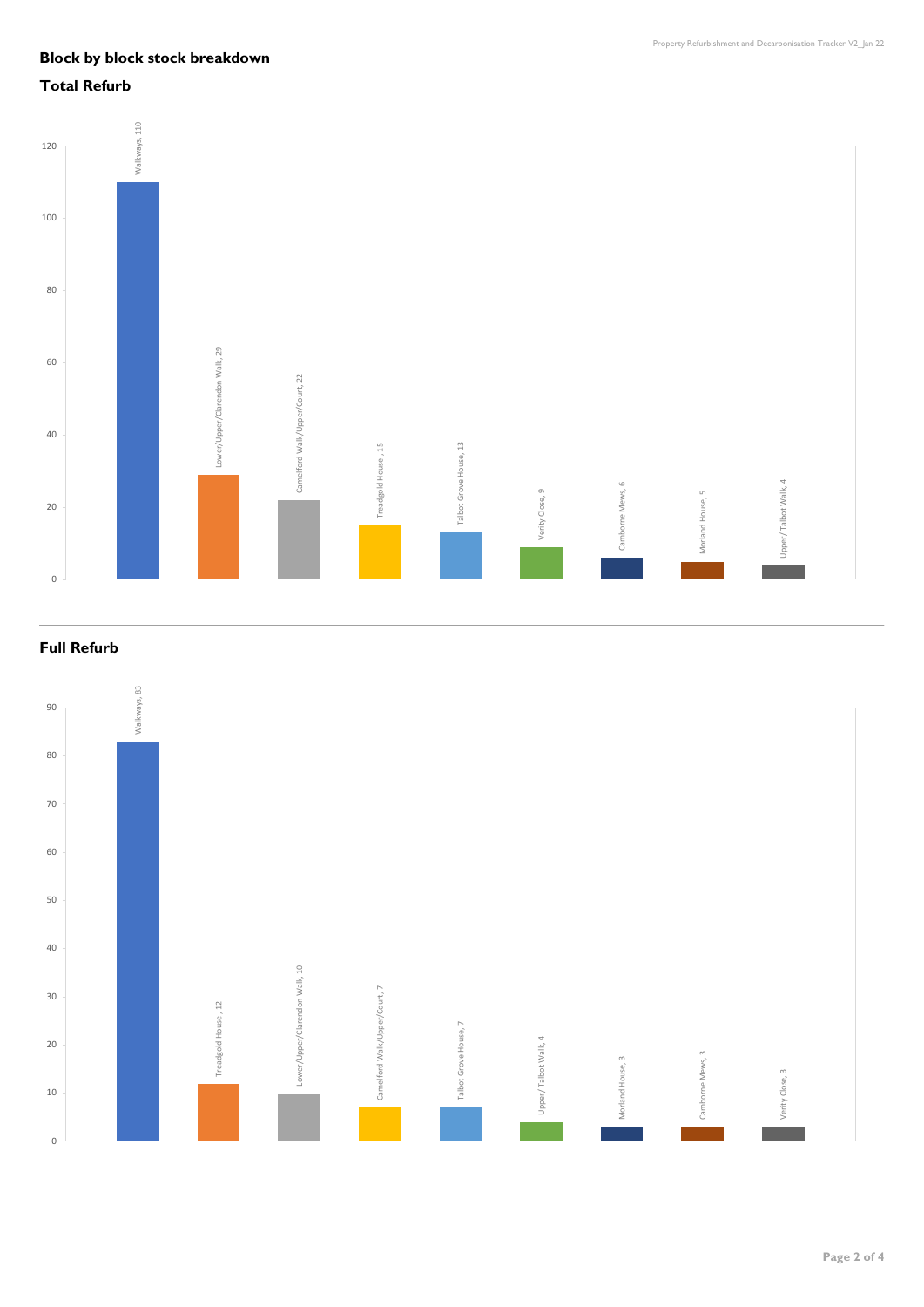## Block by block stock breakdown

### Total Refurb

| Block | Count |
|---|---|
| Walkways | 110 |
| Lower/Upper/Clarendon Walk | 29 |
| Camelford Walk/Upper/Court | 22 |
| Treadgold House | 15 |
| Talbot Grove House | 13 |
| Verity Close | 9 |
| Camborne Mews | 6 |
| Morland House | 5 |
| Upper/Talbot Walk | 4 |

### Full Refurb

| Block | Count |
|---|---|
| Walkways | 83 |
| Treadgold House | 12 |
| Lower/Upper/Clarendon Walk | 10 |
| Camelford Walk/Upper/Court | 7 |
| Talbot Grove House | 7 |
| Upper/Talbot Walk | 4 |
| Morland House | 3 |
| Camborne Mews | 3 |
| Verity Close | 3 |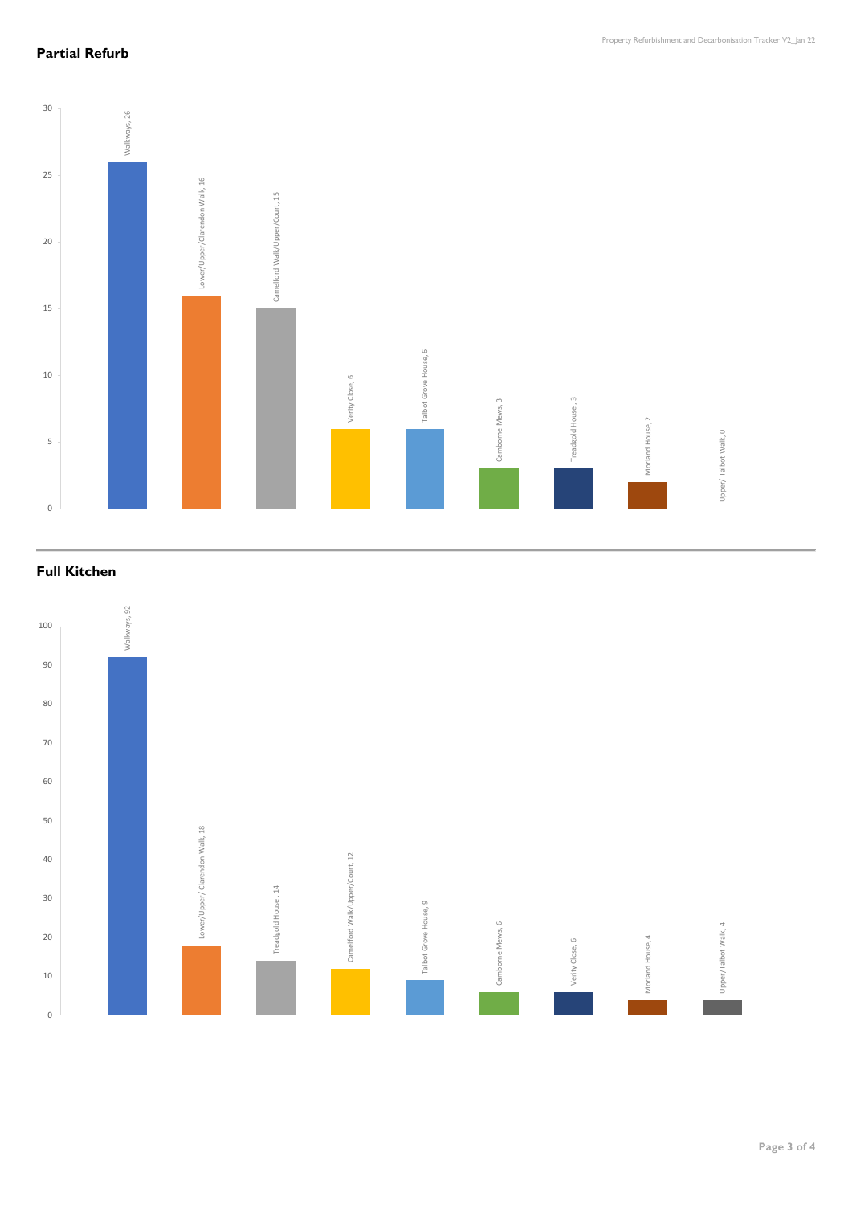## Partial Refurb

| Property | Count |
|---|---|
| Walkways | 26 |
| Lower/Upper/Clarendon Walk | 16 |
| Camelford Walk/Upper/Court | 15 |
| Verity Close | 6 |
| Talbot Grove House | 6 |
| Camborne Mews | 3 |
| Treadgold House | 3 |
| Morland House | 2 |
| Upper/ Talbot Walk | 0 |

## Full Kitchen

| Property | Count |
|---|---|
| Walkways | 92 |
| Lower/Upper/ Clarendon Walk | 18 |
| Treadgold House | 14 |
| Camelford Walk/Upper/Court | 12 |
| Talbot Grove House | 9 |
| Camborne Mews | 6 |
| Verity Close | 6 |
| Morland House | 4 |
| Upper/Talbot Walk | 4 |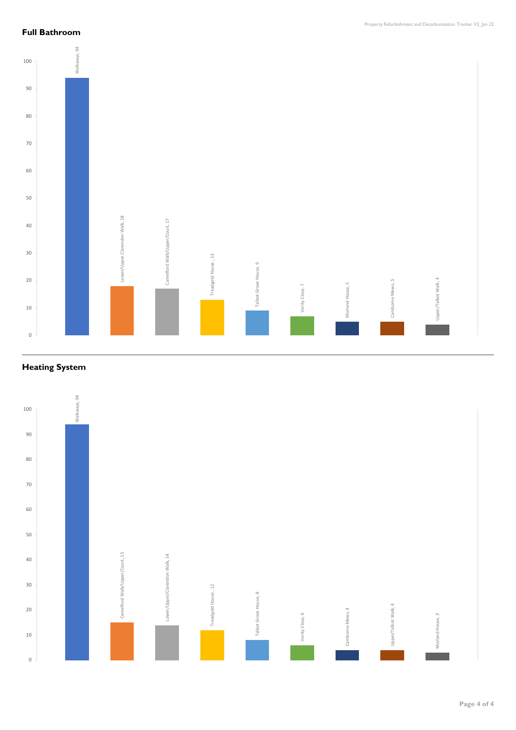## Full Bathroom

100
90
80
70
60
50
40
30
20
10
0

Walkways, 94
Lower/Upper Clarendon Walk, 18
Camelford Walk/Upper/Court, 17
Treadgold House , 13
Talbot Grove House, 9
Verity Close, 7
Morland House, 5
Camborne Mews, 5
Upper/Talbot Walk, 4

## Heating System

100
90
80
70
60
50
40
30
20
10
0

Walkways, 94
Camelford Walk/Upper/Court, 15
Lower/Upper/Clarendon Walk, 14
Treadgold House , 12
Talbot Grove House, 8
Verity Close, 6
Camborne Mews, 4
Upper/Talbot Walk, 4
Morland House, 3